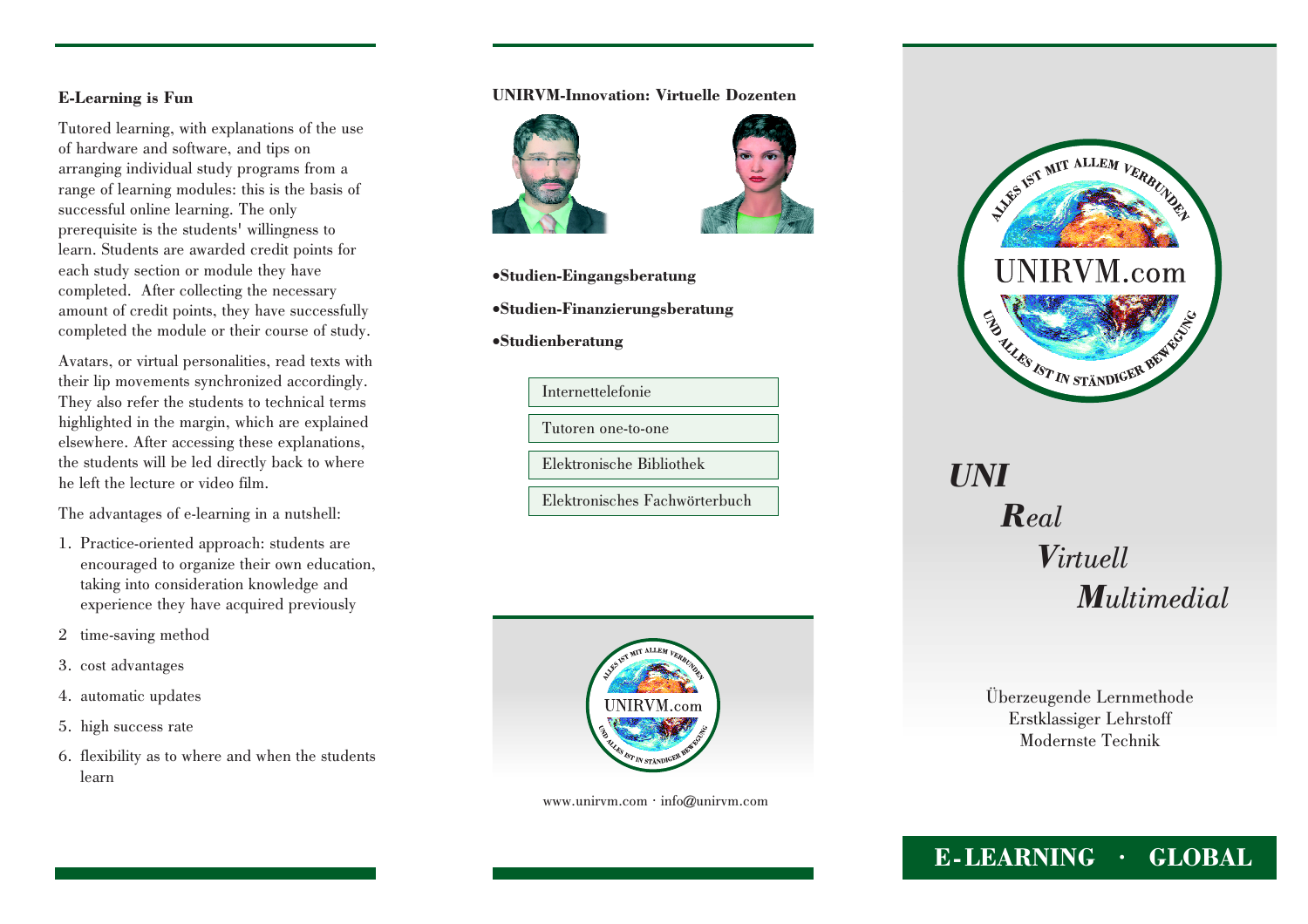## E-Learning is Fun

Tutored learning, with explanations of the use of hardware and software, and tips on arranging individual study programs from a range of learning modules: this is the basis of successful online learning. The only prerequisite is the students' willingness to learn. Students are awarded credit points for each study section or module they have completed. After collecting the necessary amount of credit points, they have successfully completed the module or their course of study.

Avatars, or virtual personalities, read texts with their lip movements synchronized accordingly. They also refer the students to technical terms highlighted in the margin, which are explained elsewhere. After accessing these explanations, the students will be led directly back to where he left the lecture or video film.

The advantages of e-learning in a nutshell:

1. Practice-oriented approach: students are encouraged to organize their own education, taking into consideration knowledge and experience they have acquired previously
2. time-saving method
3. cost advantages
4. automatic updates
5. high success rate
6. flexibility as to where and when the students learn

## UNIRVM-Innovation: Virtuelle Dozenten

- **Studien-Eingangsberatung**
- **Studien-Finanzierungsberatung**
- **Studienberatung**

Internettelefonie

Tutoren one-to-one

Elektronische Bibliothek

Elektronisches Fachwörterbuch

ALLES IST MIT ALLEM VERBUNDEN

UNIRVM.com

UND ALLES IST IN STÄNDIGER BEWEGUNG

www.unirvm.com · info@unirvm.com

ALLES IST MIT ALLEM VERBUNDEN

UNIRVM.com

UND ALLES IST IN STÄNDIGER BEWEGUNG

***UNI***
***R****eal*
***V****irtuell*
***M****ultimedial*

Überzeugende Lernmethode
Erstklassiger Lehrstoff
Modernste Technik

**E-LEARNING · GLOBAL**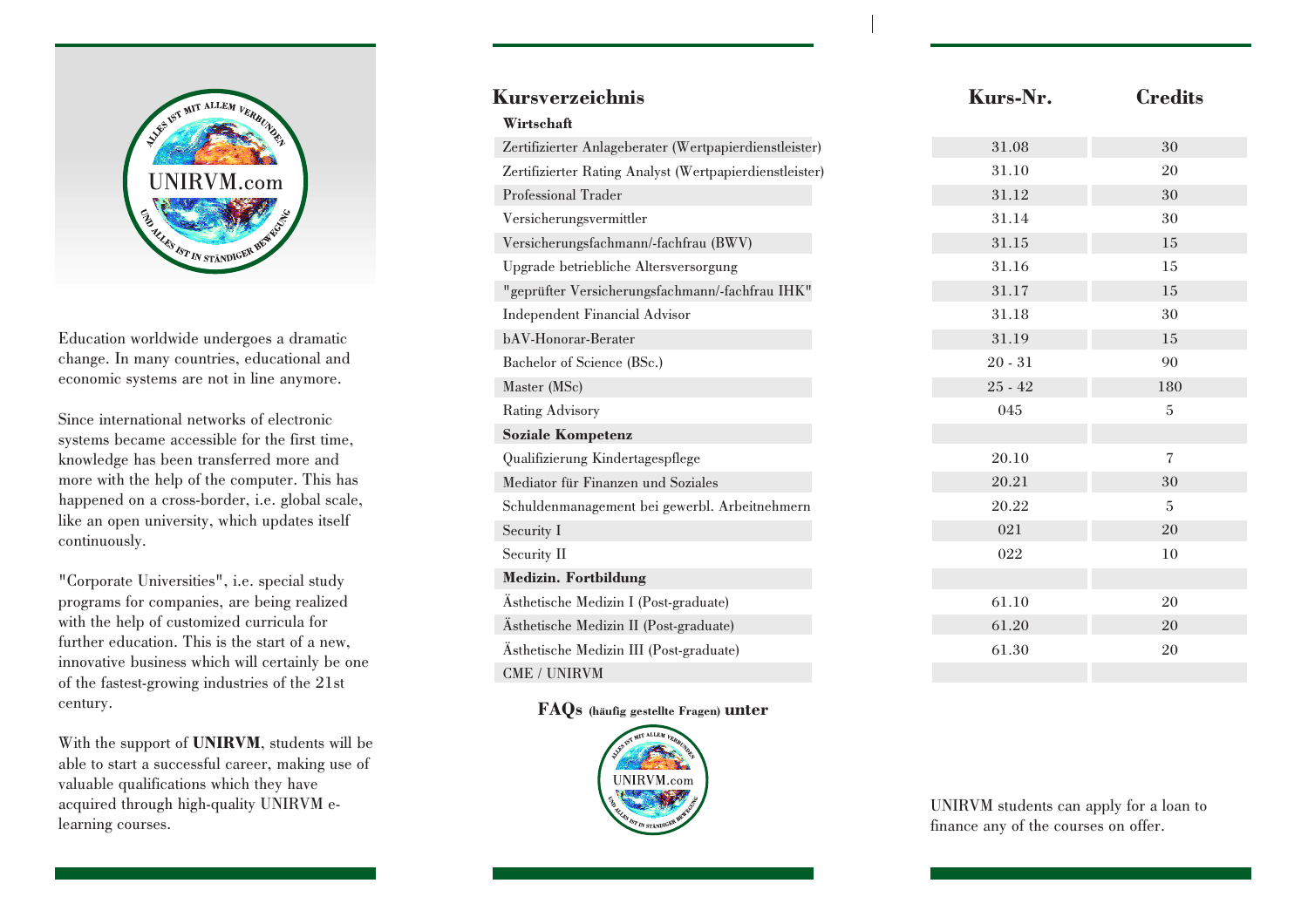UNIRVM.com

ALLES IST MIT ALLEM VERBUNDEN

UND ALLES IST IN STÄNDIGER BEWEGUNG

Education worldwide undergoes a dramatic change. In many countries, educational and economic systems are not in line anymore.

Since international networks of electronic systems became accessible for the first time, knowledge has been transferred more and more with the help of the computer. This has happened on a cross-border, i.e. global scale, like an open university, which updates itself continuously.

"Corporate Universities", i.e. special study programs for companies, are being realized with the help of customized curricula for further education. This is the start of a new, innovative business which will certainly be one of the fastest-growing industries of the 21st century.

With the support of **UNIRVM**, students will be able to start a successful career, making use of valuable qualifications which they have acquired through high-quality UNIRVM e-learning courses.

## Kursverzeichnis

| Kursverzeichnis | Kurs-Nr. | Credits |
|---|---|---|
| **Wirtschaft** | | |
| Zertifizierter Anlageberater (Wertpapierdienstleister) | 31.08 | 30 |
| Zertifizierter Rating Analyst (Wertpapierdienstleister) | 31.10 | 20 |
| Professional Trader | 31.12 | 30 |
| Versicherungsvermittler | 31.14 | 30 |
| Versicherungsfachmann/-fachfrau (BWV) | 31.15 | 15 |
| Upgrade betriebliche Altersversorgung | 31.16 | 15 |
| "geprüfter Versicherungsfachmann/-fachfrau IHK" | 31.17 | 15 |
| Independent Financial Advisor | 31.18 | 30 |
| bAV-Honorar-Berater | 31.19 | 15 |
| Bachelor of Science (BSc.) | 20 - 31 | 90 |
| Master (MSc) | 25 - 42 | 180 |
| Rating Advisory | 045 | 5 |
| **Soziale Kompetenz** | | |
| Qualifizierung Kindertagespflege | 20.10 | 7 |
| Mediator für Finanzen und Soziales | 20.21 | 30 |
| Schuldenmanagement bei gewerbl. Arbeitnehmern | 20.22 | 5 |
| Security I | 021 | 20 |
| Security II | 022 | 10 |
| **Medizin. Fortbildung** | | |
| Ästhetische Medizin I (Post-graduate) | 61.10 | 20 |
| Ästhetische Medizin II (Post-graduate) | 61.20 | 20 |
| Ästhetische Medizin III (Post-graduate) | 61.30 | 20 |
| CME / UNIRVM | | |

**FAQs** (häufig gestellte Fragen) **unter**

UNIRVM.com

UNIRVM students can apply for a loan to finance any of the courses on offer.